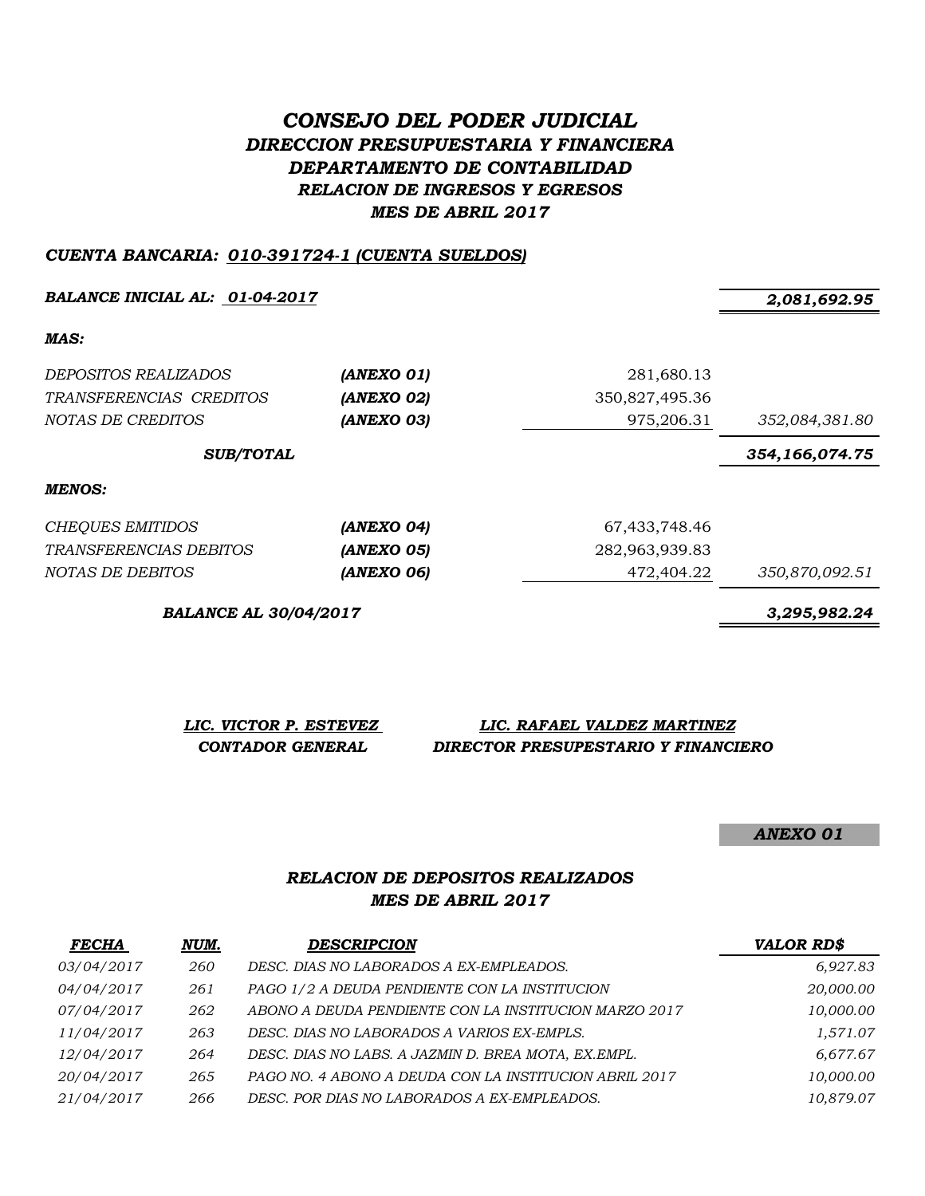# *CONSEJO DEL PODER JUDICIAL*

## *DIRECCION PRESUPUESTARIA Y FINANCIERA*

## *DEPARTAMENTO DE CONTABILIDAD*

## *RELACION DE INGRESOS Y EGRESOS*

## *MES DE ABRIL 2017*

***CUENTA BANCARIA: 010-391724-1 (CUENTA SUELDOS)***

| | | | |
|---|---|---|---|
| ***BALANCE INICIAL AL: 01-04-2017*** | | | ***2,081,692.95*** |
| ***MAS:*** | | | |
| *DEPOSITOS REALIZADOS* | ***(ANEXO 01)*** | 281,680.13 | |
| *TRANSFERENCIAS CREDITOS* | ***(ANEXO 02)*** | 350,827,495.36 | |
| *NOTAS DE CREDITOS* | ***(ANEXO 03)*** | 975,206.31 | *352,084,381.80* |
| ***SUB/TOTAL*** | | | ***354,166,074.75*** |
| ***MENOS:*** | | | |
| *CHEQUES EMITIDOS* | ***(ANEXO 04)*** | 67,433,748.46 | |
| *TRANSFERENCIAS DEBITOS* | ***(ANEXO 05)*** | 282,963,939.83 | |
| *NOTAS DE DEBITOS* | ***(ANEXO 06)*** | 472,404.22 | *350,870,092.51* |
| ***BALANCE AL 30/04/2017*** | | | ***3,295,982.24*** |

***LIC. VICTOR P. ESTEVEZ***
***CONTADOR GENERAL***

***LIC. RAFAEL VALDEZ MARTINEZ***
***DIRECTOR PRESUPESTARIO Y FINANCIERO***

***ANEXO 01***

### *RELACION DE DEPOSITOS REALIZADOS*
### *MES DE ABRIL 2017*

| ***FECHA*** | ***NUM.*** | ***DESCRIPCION*** | ***VALOR RD$*** |
|---|---|---|---|
| *03/04/2017* | *260* | *DESC. DIAS NO LABORADOS A EX-EMPLEADOS.* | *6,927.83* |
| *04/04/2017* | *261* | *PAGO 1/2 A DEUDA PENDIENTE CON LA INSTITUCION* | *20,000.00* |
| *07/04/2017* | *262* | *ABONO A DEUDA PENDIENTE CON LA INSTITUCION MARZO 2017* | *10,000.00* |
| *11/04/2017* | *263* | *DESC. DIAS NO LABORADOS A VARIOS EX-EMPLS.* | *1,571.07* |
| *12/04/2017* | *264* | *DESC. DIAS NO LABS. A JAZMIN D. BREA MOTA, EX.EMPL.* | *6,677.67* |
| *20/04/2017* | *265* | *PAGO NO. 4 ABONO A DEUDA CON LA INSTITUCION ABRIL 2017* | *10,000.00* |
| *21/04/2017* | *266* | *DESC. POR DIAS NO LABORADOS A EX-EMPLEADOS.* | *10,879.07* |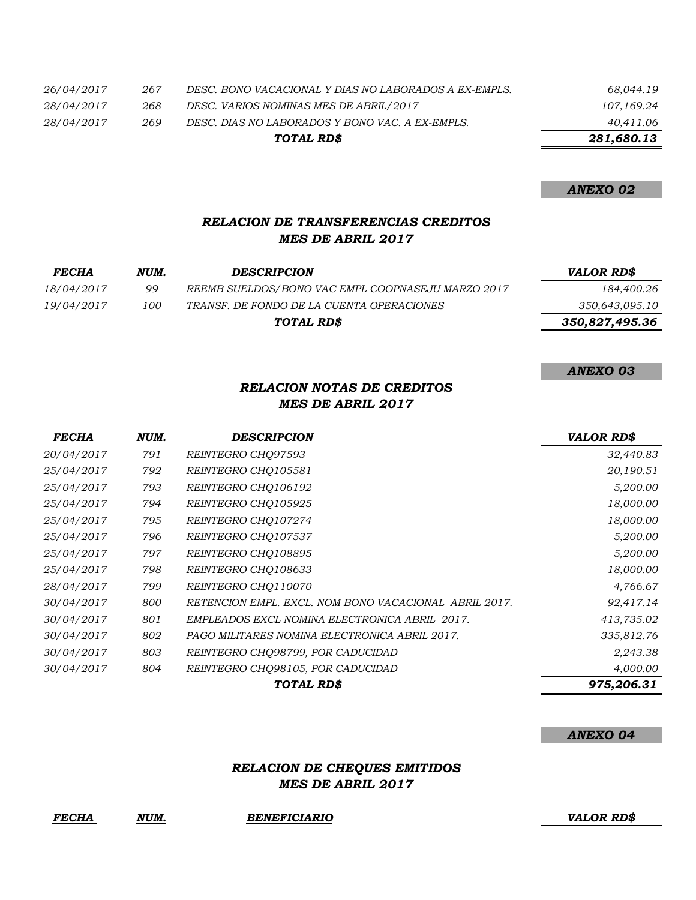| | | | |
|---|---|---|---|
| 26/04/2017 | 267 | DESC. BONO VACACIONAL Y DIAS NO LABORADOS A EX-EMPLS. | 68,044.19 |
| 28/04/2017 | 268 | DESC. VARIOS NOMINAS MES DE ABRIL/2017 | 107,169.24 |
| 28/04/2017 | 269 | DESC. DIAS NO LABORADOS Y BONO VAC. A EX-EMPLS. | 40,411.06 |
| | | **TOTAL RD$** | **281,680.13** |

***ANEXO 02***

## *RELACION DE TRANSFERENCIAS CREDITOS*
## *MES DE ABRIL 2017*

| FECHA | NUM. | DESCRIPCION | VALOR RD$ |
|---|---|---|---|
| 18/04/2017 | 99 | REEMB SUELDOS/BONO VAC EMPL COOPNASEJU MARZO 2017 | 184,400.26 |
| 19/04/2017 | 100 | TRANSF. DE FONDO DE LA CUENTA OPERACIONES | 350,643,095.10 |
| | | **TOTAL RD$** | **350,827,495.36** |

***ANEXO 03***

## *RELACION NOTAS DE CREDITOS*
## *MES DE ABRIL 2017*

| FECHA | NUM. | DESCRIPCION | VALOR RD$ |
|---|---|---|---|
| 20/04/2017 | 791 | REINTEGRO CHQ97593 | 32,440.83 |
| 25/04/2017 | 792 | REINTEGRO CHQ105581 | 20,190.51 |
| 25/04/2017 | 793 | REINTEGRO CHQ106192 | 5,200.00 |
| 25/04/2017 | 794 | REINTEGRO CHQ105925 | 18,000.00 |
| 25/04/2017 | 795 | REINTEGRO CHQ107274 | 18,000.00 |
| 25/04/2017 | 796 | REINTEGRO CHQ107537 | 5,200.00 |
| 25/04/2017 | 797 | REINTEGRO CHQ108895 | 5,200.00 |
| 25/04/2017 | 798 | REINTEGRO CHQ108633 | 18,000.00 |
| 28/04/2017 | 799 | REINTEGRO CHQ110070 | 4,766.67 |
| 30/04/2017 | 800 | RETENCION EMPL. EXCL. NOM BONO VACACIONAL ABRIL 2017. | 92,417.14 |
| 30/04/2017 | 801 | EMPLEADOS EXCL NOMINA ELECTRONICA ABRIL 2017. | 413,735.02 |
| 30/04/2017 | 802 | PAGO MILITARES NOMINA ELECTRONICA ABRIL 2017. | 335,812.76 |
| 30/04/2017 | 803 | REINTEGRO CHQ98799, POR CADUCIDAD | 2,243.38 |
| 30/04/2017 | 804 | REINTEGRO CHQ98105, POR CADUCIDAD | 4,000.00 |
| | | **TOTAL RD$** | **975,206.31** |

***ANEXO 04***

## *RELACION DE CHEQUES EMITIDOS*
## *MES DE ABRIL 2017*

| FECHA | NUM. | BENEFICIARIO | VALOR RD$ |
|---|---|---|---|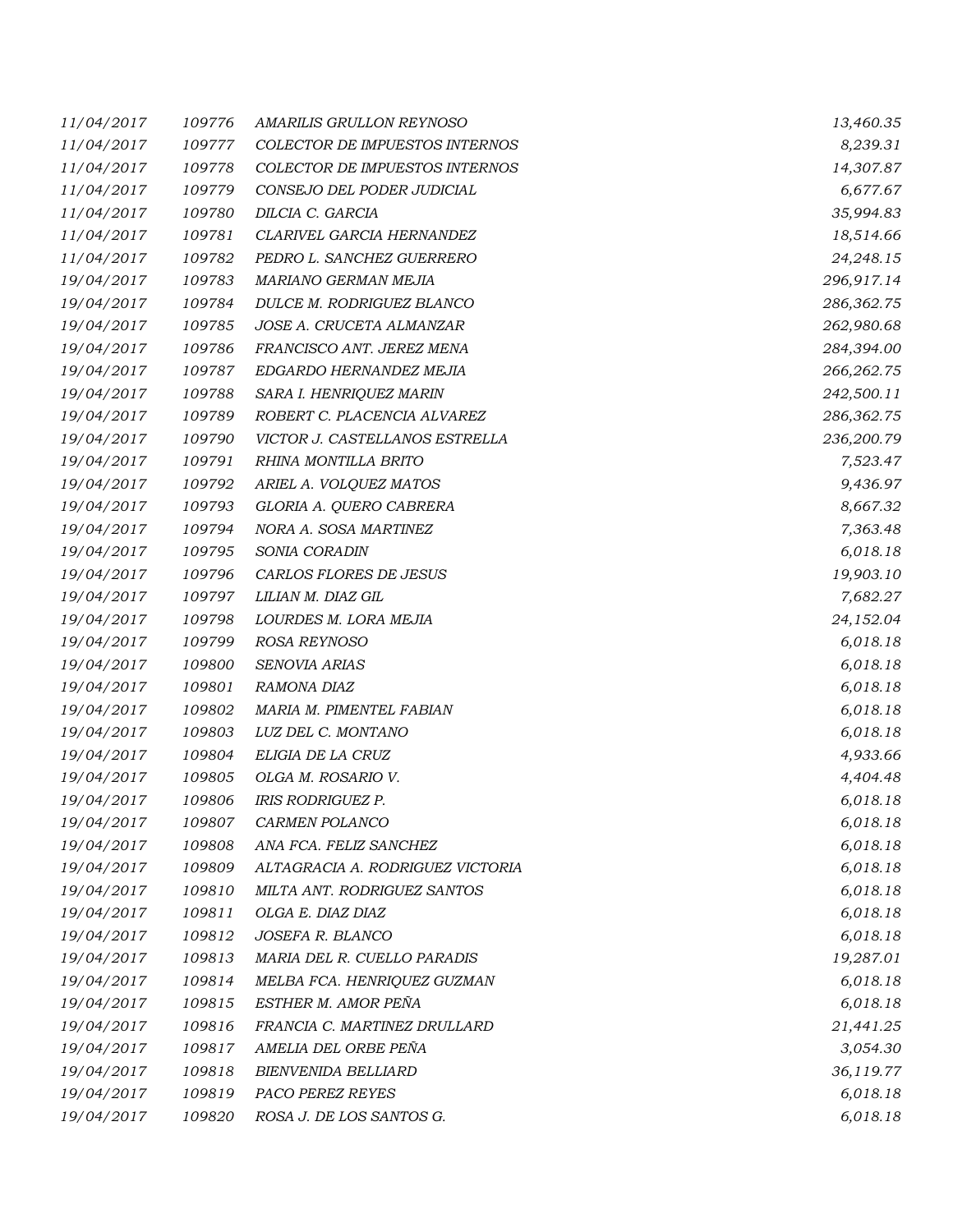| | | | |
|---|---|---|---|
| 11/04/2017 | 109776 | AMARILIS GRULLON REYNOSO | 13,460.35 |
| 11/04/2017 | 109777 | COLECTOR DE IMPUESTOS INTERNOS | 8,239.31 |
| 11/04/2017 | 109778 | COLECTOR DE IMPUESTOS INTERNOS | 14,307.87 |
| 11/04/2017 | 109779 | CONSEJO DEL PODER JUDICIAL | 6,677.67 |
| 11/04/2017 | 109780 | DILCIA C. GARCIA | 35,994.83 |
| 11/04/2017 | 109781 | CLARIVEL GARCIA HERNANDEZ | 18,514.66 |
| 11/04/2017 | 109782 | PEDRO L. SANCHEZ GUERRERO | 24,248.15 |
| 19/04/2017 | 109783 | MARIANO GERMAN MEJIA | 296,917.14 |
| 19/04/2017 | 109784 | DULCE M. RODRIGUEZ BLANCO | 286,362.75 |
| 19/04/2017 | 109785 | JOSE A. CRUCETA ALMANZAR | 262,980.68 |
| 19/04/2017 | 109786 | FRANCISCO ANT. JEREZ MENA | 284,394.00 |
| 19/04/2017 | 109787 | EDGARDO HERNANDEZ MEJIA | 266,262.75 |
| 19/04/2017 | 109788 | SARA I. HENRIQUEZ MARIN | 242,500.11 |
| 19/04/2017 | 109789 | ROBERT C. PLACENCIA ALVAREZ | 286,362.75 |
| 19/04/2017 | 109790 | VICTOR J. CASTELLANOS ESTRELLA | 236,200.79 |
| 19/04/2017 | 109791 | RHINA MONTILLA BRITO | 7,523.47 |
| 19/04/2017 | 109792 | ARIEL A. VOLQUEZ MATOS | 9,436.97 |
| 19/04/2017 | 109793 | GLORIA A. QUERO CABRERA | 8,667.32 |
| 19/04/2017 | 109794 | NORA A. SOSA MARTINEZ | 7,363.48 |
| 19/04/2017 | 109795 | SONIA CORADIN | 6,018.18 |
| 19/04/2017 | 109796 | CARLOS FLORES DE JESUS | 19,903.10 |
| 19/04/2017 | 109797 | LILIAN M. DIAZ GIL | 7,682.27 |
| 19/04/2017 | 109798 | LOURDES M. LORA MEJIA | 24,152.04 |
| 19/04/2017 | 109799 | ROSA REYNOSO | 6,018.18 |
| 19/04/2017 | 109800 | SENOVIA ARIAS | 6,018.18 |
| 19/04/2017 | 109801 | RAMONA DIAZ | 6,018.18 |
| 19/04/2017 | 109802 | MARIA M. PIMENTEL FABIAN | 6,018.18 |
| 19/04/2017 | 109803 | LUZ DEL C. MONTANO | 6,018.18 |
| 19/04/2017 | 109804 | ELIGIA DE LA CRUZ | 4,933.66 |
| 19/04/2017 | 109805 | OLGA M. ROSARIO V. | 4,404.48 |
| 19/04/2017 | 109806 | IRIS RODRIGUEZ P. | 6,018.18 |
| 19/04/2017 | 109807 | CARMEN POLANCO | 6,018.18 |
| 19/04/2017 | 109808 | ANA FCA. FELIZ SANCHEZ | 6,018.18 |
| 19/04/2017 | 109809 | ALTAGRACIA A. RODRIGUEZ VICTORIA | 6,018.18 |
| 19/04/2017 | 109810 | MILTA ANT. RODRIGUEZ SANTOS | 6,018.18 |
| 19/04/2017 | 109811 | OLGA E. DIAZ DIAZ | 6,018.18 |
| 19/04/2017 | 109812 | JOSEFA R. BLANCO | 6,018.18 |
| 19/04/2017 | 109813 | MARIA DEL R. CUELLO PARADIS | 19,287.01 |
| 19/04/2017 | 109814 | MELBA FCA. HENRIQUEZ GUZMAN | 6,018.18 |
| 19/04/2017 | 109815 | ESTHER M. AMOR PEÑA | 6,018.18 |
| 19/04/2017 | 109816 | FRANCIA C. MARTINEZ DRULLARD | 21,441.25 |
| 19/04/2017 | 109817 | AMELIA DEL ORBE PEÑA | 3,054.30 |
| 19/04/2017 | 109818 | BIENVENIDA BELLIARD | 36,119.77 |
| 19/04/2017 | 109819 | PACO PEREZ REYES | 6,018.18 |
| 19/04/2017 | 109820 | ROSA J. DE LOS SANTOS G. | 6,018.18 |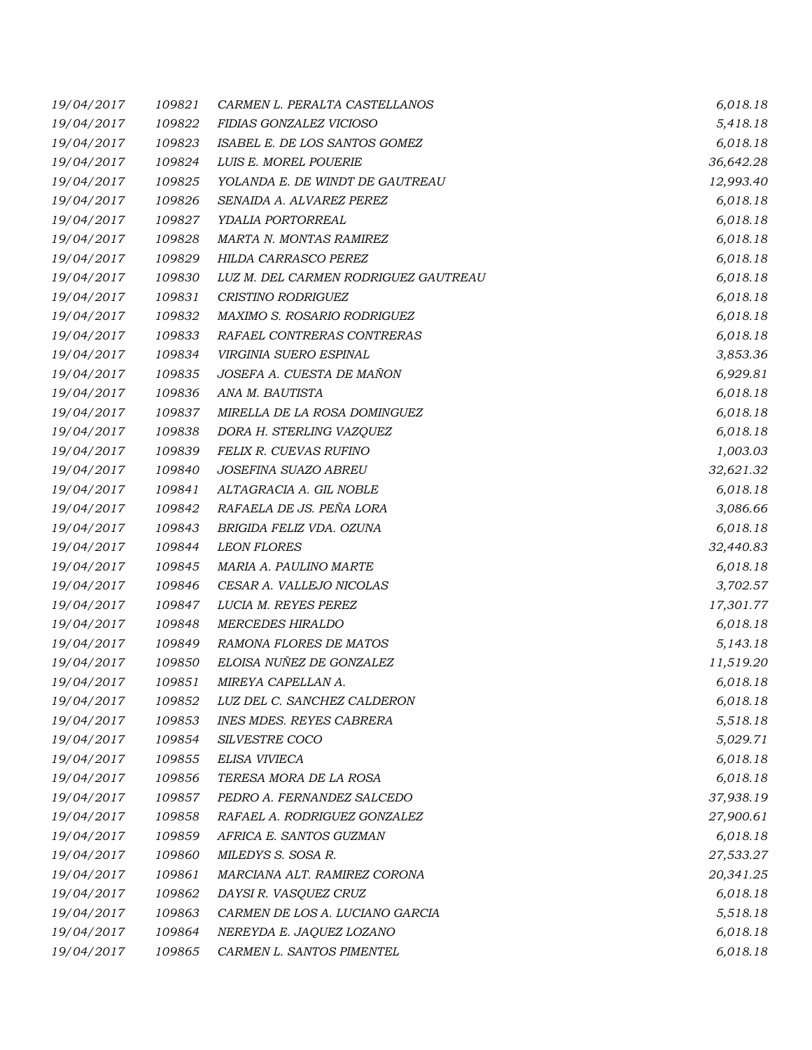| | | | |
|---|---|---|---|
| 19/04/2017 | 109821 | CARMEN L. PERALTA CASTELLANOS | 6,018.18 |
| 19/04/2017 | 109822 | FIDIAS GONZALEZ VICIOSO | 5,418.18 |
| 19/04/2017 | 109823 | ISABEL E. DE LOS SANTOS GOMEZ | 6,018.18 |
| 19/04/2017 | 109824 | LUIS E. MOREL POUERIE | 36,642.28 |
| 19/04/2017 | 109825 | YOLANDA E. DE WINDT DE GAUTREAU | 12,993.40 |
| 19/04/2017 | 109826 | SENAIDA A. ALVAREZ PEREZ | 6,018.18 |
| 19/04/2017 | 109827 | YDALIA PORTORREAL | 6,018.18 |
| 19/04/2017 | 109828 | MARTA N. MONTAS RAMIREZ | 6,018.18 |
| 19/04/2017 | 109829 | HILDA CARRASCO PEREZ | 6,018.18 |
| 19/04/2017 | 109830 | LUZ M. DEL CARMEN RODRIGUEZ GAUTREAU | 6,018.18 |
| 19/04/2017 | 109831 | CRISTINO RODRIGUEZ | 6,018.18 |
| 19/04/2017 | 109832 | MAXIMO S. ROSARIO RODRIGUEZ | 6,018.18 |
| 19/04/2017 | 109833 | RAFAEL CONTRERAS CONTRERAS | 6,018.18 |
| 19/04/2017 | 109834 | VIRGINIA SUERO ESPINAL | 3,853.36 |
| 19/04/2017 | 109835 | JOSEFA A. CUESTA DE MAÑON | 6,929.81 |
| 19/04/2017 | 109836 | ANA M. BAUTISTA | 6,018.18 |
| 19/04/2017 | 109837 | MIRELLA DE LA ROSA DOMINGUEZ | 6,018.18 |
| 19/04/2017 | 109838 | DORA H. STERLING VAZQUEZ | 6,018.18 |
| 19/04/2017 | 109839 | FELIX R. CUEVAS RUFINO | 1,003.03 |
| 19/04/2017 | 109840 | JOSEFINA SUAZO ABREU | 32,621.32 |
| 19/04/2017 | 109841 | ALTAGRACIA A. GIL NOBLE | 6,018.18 |
| 19/04/2017 | 109842 | RAFAELA DE JS. PEÑA LORA | 3,086.66 |
| 19/04/2017 | 109843 | BRIGIDA FELIZ VDA. OZUNA | 6,018.18 |
| 19/04/2017 | 109844 | LEON FLORES | 32,440.83 |
| 19/04/2017 | 109845 | MARIA A. PAULINO MARTE | 6,018.18 |
| 19/04/2017 | 109846 | CESAR A. VALLEJO NICOLAS | 3,702.57 |
| 19/04/2017 | 109847 | LUCIA M. REYES PEREZ | 17,301.77 |
| 19/04/2017 | 109848 | MERCEDES HIRALDO | 6,018.18 |
| 19/04/2017 | 109849 | RAMONA FLORES DE MATOS | 5,143.18 |
| 19/04/2017 | 109850 | ELOISA NUÑEZ DE GONZALEZ | 11,519.20 |
| 19/04/2017 | 109851 | MIREYA CAPELLAN A. | 6,018.18 |
| 19/04/2017 | 109852 | LUZ DEL C. SANCHEZ CALDERON | 6,018.18 |
| 19/04/2017 | 109853 | INES MDES. REYES CABRERA | 5,518.18 |
| 19/04/2017 | 109854 | SILVESTRE COCO | 5,029.71 |
| 19/04/2017 | 109855 | ELISA VIVIECA | 6,018.18 |
| 19/04/2017 | 109856 | TERESA MORA DE LA ROSA | 6,018.18 |
| 19/04/2017 | 109857 | PEDRO A. FERNANDEZ SALCEDO | 37,938.19 |
| 19/04/2017 | 109858 | RAFAEL A. RODRIGUEZ GONZALEZ | 27,900.61 |
| 19/04/2017 | 109859 | AFRICA E. SANTOS GUZMAN | 6,018.18 |
| 19/04/2017 | 109860 | MILEDYS S. SOSA R. | 27,533.27 |
| 19/04/2017 | 109861 | MARCIANA ALT. RAMIREZ CORONA | 20,341.25 |
| 19/04/2017 | 109862 | DAYSI R. VASQUEZ CRUZ | 6,018.18 |
| 19/04/2017 | 109863 | CARMEN DE LOS A. LUCIANO GARCIA | 5,518.18 |
| 19/04/2017 | 109864 | NEREYDA E. JAQUEZ LOZANO | 6,018.18 |
| 19/04/2017 | 109865 | CARMEN L. SANTOS PIMENTEL | 6,018.18 |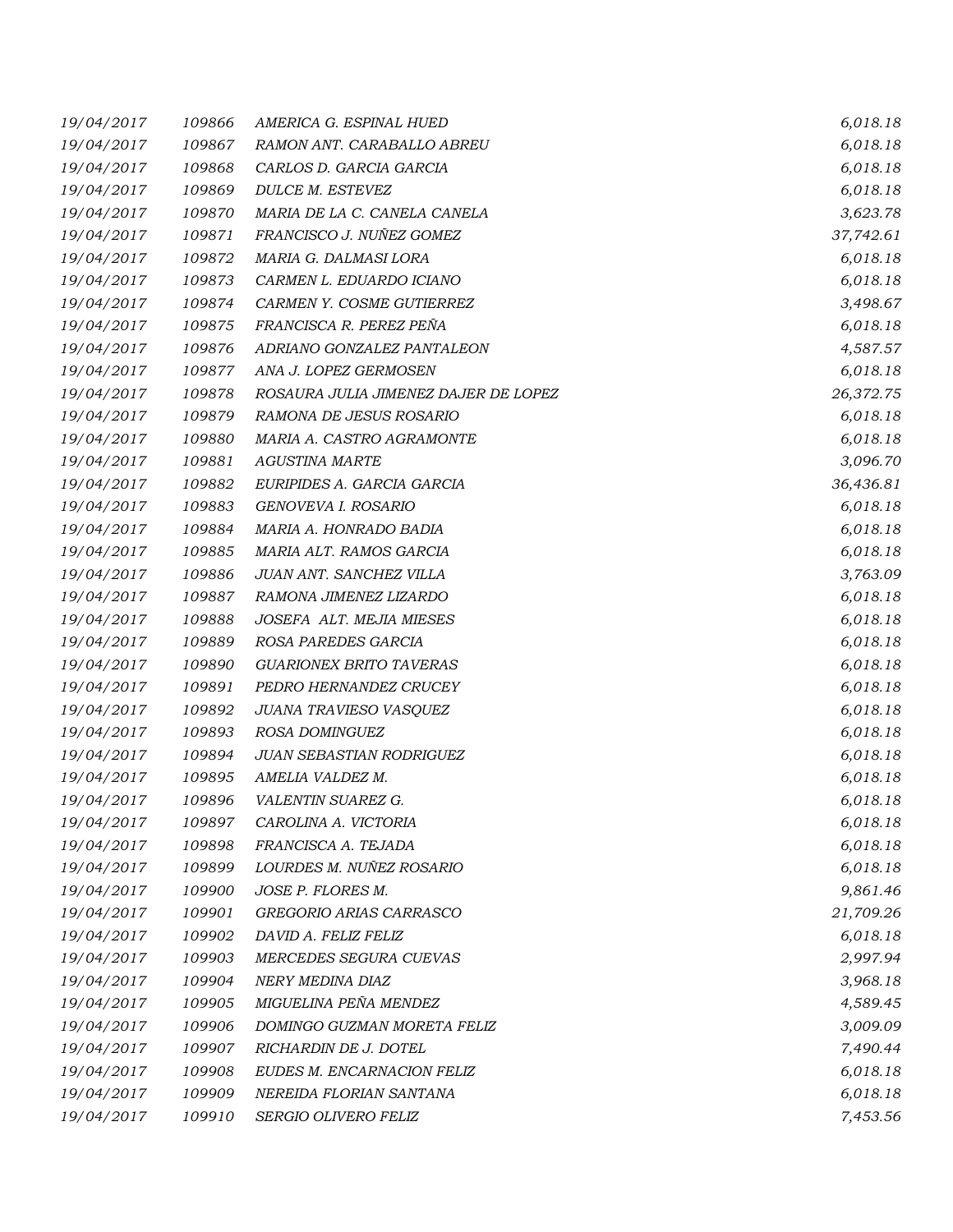| | | | |
|---|---|---|---|
| *19/04/2017* | *109866* | *AMERICA G. ESPINAL HUED* | *6,018.18* |
| *19/04/2017* | *109867* | *RAMON ANT. CARABALLO ABREU* | *6,018.18* |
| *19/04/2017* | *109868* | *CARLOS D. GARCIA GARCIA* | *6,018.18* |
| *19/04/2017* | *109869* | *DULCE M. ESTEVEZ* | *6,018.18* |
| *19/04/2017* | *109870* | *MARIA DE LA C. CANELA CANELA* | *3,623.78* |
| *19/04/2017* | *109871* | *FRANCISCO J. NUÑEZ GOMEZ* | *37,742.61* |
| *19/04/2017* | *109872* | *MARIA G. DALMASI LORA* | *6,018.18* |
| *19/04/2017* | *109873* | *CARMEN L. EDUARDO ICIANO* | *6,018.18* |
| *19/04/2017* | *109874* | *CARMEN Y. COSME GUTIERREZ* | *3,498.67* |
| *19/04/2017* | *109875* | *FRANCISCA R. PEREZ PEÑA* | *6,018.18* |
| *19/04/2017* | *109876* | *ADRIANO GONZALEZ PANTALEON* | *4,587.57* |
| *19/04/2017* | *109877* | *ANA J. LOPEZ GERMOSEN* | *6,018.18* |
| *19/04/2017* | *109878* | *ROSAURA JULIA JIMENEZ DAJER DE LOPEZ* | *26,372.75* |
| *19/04/2017* | *109879* | *RAMONA DE JESUS ROSARIO* | *6,018.18* |
| *19/04/2017* | *109880* | *MARIA A. CASTRO AGRAMONTE* | *6,018.18* |
| *19/04/2017* | *109881* | *AGUSTINA MARTE* | *3,096.70* |
| *19/04/2017* | *109882* | *EURIPIDES A. GARCIA GARCIA* | *36,436.81* |
| *19/04/2017* | *109883* | *GENOVEVA I. ROSARIO* | *6,018.18* |
| *19/04/2017* | *109884* | *MARIA A. HONRADO BADIA* | *6,018.18* |
| *19/04/2017* | *109885* | *MARIA ALT. RAMOS GARCIA* | *6,018.18* |
| *19/04/2017* | *109886* | *JUAN ANT. SANCHEZ VILLA* | *3,763.09* |
| *19/04/2017* | *109887* | *RAMONA JIMENEZ LIZARDO* | *6,018.18* |
| *19/04/2017* | *109888* | *JOSEFA ALT. MEJIA MIESES* | *6,018.18* |
| *19/04/2017* | *109889* | *ROSA PAREDES GARCIA* | *6,018.18* |
| *19/04/2017* | *109890* | *GUARIONEX BRITO TAVERAS* | *6,018.18* |
| *19/04/2017* | *109891* | *PEDRO HERNANDEZ CRUCEY* | *6,018.18* |
| *19/04/2017* | *109892* | *JUANA TRAVIESO VASQUEZ* | *6,018.18* |
| *19/04/2017* | *109893* | *ROSA DOMINGUEZ* | *6,018.18* |
| *19/04/2017* | *109894* | *JUAN SEBASTIAN RODRIGUEZ* | *6,018.18* |
| *19/04/2017* | *109895* | *AMELIA VALDEZ M.* | *6,018.18* |
| *19/04/2017* | *109896* | *VALENTIN SUAREZ G.* | *6,018.18* |
| *19/04/2017* | *109897* | *CAROLINA A. VICTORIA* | *6,018.18* |
| *19/04/2017* | *109898* | *FRANCISCA A. TEJADA* | *6,018.18* |
| *19/04/2017* | *109899* | *LOURDES M. NUÑEZ ROSARIO* | *6,018.18* |
| *19/04/2017* | *109900* | *JOSE P. FLORES M.* | *9,861.46* |
| *19/04/2017* | *109901* | *GREGORIO ARIAS CARRASCO* | *21,709.26* |
| *19/04/2017* | *109902* | *DAVID A. FELIZ FELIZ* | *6,018.18* |
| *19/04/2017* | *109903* | *MERCEDES SEGURA CUEVAS* | *2,997.94* |
| *19/04/2017* | *109904* | *NERY MEDINA DIAZ* | *3,968.18* |
| *19/04/2017* | *109905* | *MIGUELINA PEÑA MENDEZ* | *4,589.45* |
| *19/04/2017* | *109906* | *DOMINGO GUZMAN MORETA FELIZ* | *3,009.09* |
| *19/04/2017* | *109907* | *RICHARDIN DE J. DOTEL* | *7,490.44* |
| *19/04/2017* | *109908* | *EUDES M. ENCARNACION FELIZ* | *6,018.18* |
| *19/04/2017* | *109909* | *NEREIDA FLORIAN SANTANA* | *6,018.18* |
| *19/04/2017* | *109910* | *SERGIO OLIVERO FELIZ* | *7,453.56* |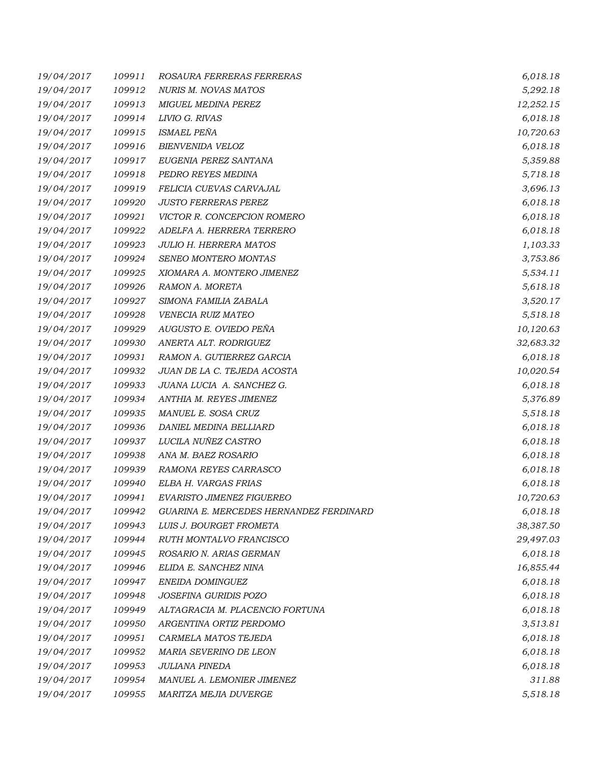| | | | |
|---|---|---|---|
| 19/04/2017 | 109911 | ROSAURA FERRERAS FERRERAS | 6,018.18 |
| 19/04/2017 | 109912 | NURIS M. NOVAS MATOS | 5,292.18 |
| 19/04/2017 | 109913 | MIGUEL MEDINA PEREZ | 12,252.15 |
| 19/04/2017 | 109914 | LIVIO G. RIVAS | 6,018.18 |
| 19/04/2017 | 109915 | ISMAEL PEÑA | 10,720.63 |
| 19/04/2017 | 109916 | BIENVENIDA VELOZ | 6,018.18 |
| 19/04/2017 | 109917 | EUGENIA PEREZ SANTANA | 5,359.88 |
| 19/04/2017 | 109918 | PEDRO REYES MEDINA | 5,718.18 |
| 19/04/2017 | 109919 | FELICIA CUEVAS CARVAJAL | 3,696.13 |
| 19/04/2017 | 109920 | JUSTO FERRERAS PEREZ | 6,018.18 |
| 19/04/2017 | 109921 | VICTOR R. CONCEPCION ROMERO | 6,018.18 |
| 19/04/2017 | 109922 | ADELFA A. HERRERA TERRERO | 6,018.18 |
| 19/04/2017 | 109923 | JULIO H. HERRERA MATOS | 1,103.33 |
| 19/04/2017 | 109924 | SENEO MONTERO MONTAS | 3,753.86 |
| 19/04/2017 | 109925 | XIOMARA A. MONTERO JIMENEZ | 5,534.11 |
| 19/04/2017 | 109926 | RAMON A. MORETA | 5,618.18 |
| 19/04/2017 | 109927 | SIMONA FAMILIA ZABALA | 3,520.17 |
| 19/04/2017 | 109928 | VENECIA RUIZ MATEO | 5,518.18 |
| 19/04/2017 | 109929 | AUGUSTO E. OVIEDO PEÑA | 10,120.63 |
| 19/04/2017 | 109930 | ANERTA ALT. RODRIGUEZ | 32,683.32 |
| 19/04/2017 | 109931 | RAMON A. GUTIERREZ GARCIA | 6,018.18 |
| 19/04/2017 | 109932 | JUAN DE LA C. TEJEDA ACOSTA | 10,020.54 |
| 19/04/2017 | 109933 | JUANA LUCIA A. SANCHEZ G. | 6,018.18 |
| 19/04/2017 | 109934 | ANTHIA M. REYES JIMENEZ | 5,376.89 |
| 19/04/2017 | 109935 | MANUEL E. SOSA CRUZ | 5,518.18 |
| 19/04/2017 | 109936 | DANIEL MEDINA BELLIARD | 6,018.18 |
| 19/04/2017 | 109937 | LUCILA NUÑEZ CASTRO | 6,018.18 |
| 19/04/2017 | 109938 | ANA M. BAEZ ROSARIO | 6,018.18 |
| 19/04/2017 | 109939 | RAMONA REYES CARRASCO | 6,018.18 |
| 19/04/2017 | 109940 | ELBA H. VARGAS FRIAS | 6,018.18 |
| 19/04/2017 | 109941 | EVARISTO JIMENEZ FIGUEREO | 10,720.63 |
| 19/04/2017 | 109942 | GUARINA E. MERCEDES HERNANDEZ FERDINARD | 6,018.18 |
| 19/04/2017 | 109943 | LUIS J. BOURGET FROMETA | 38,387.50 |
| 19/04/2017 | 109944 | RUTH MONTALVO FRANCISCO | 29,497.03 |
| 19/04/2017 | 109945 | ROSARIO N. ARIAS GERMAN | 6,018.18 |
| 19/04/2017 | 109946 | ELIDA E. SANCHEZ NINA | 16,855.44 |
| 19/04/2017 | 109947 | ENEIDA DOMINGUEZ | 6,018.18 |
| 19/04/2017 | 109948 | JOSEFINA GURIDIS POZO | 6,018.18 |
| 19/04/2017 | 109949 | ALTAGRACIA M. PLACENCIO FORTUNA | 6,018.18 |
| 19/04/2017 | 109950 | ARGENTINA ORTIZ PERDOMO | 3,513.81 |
| 19/04/2017 | 109951 | CARMELA MATOS TEJEDA | 6,018.18 |
| 19/04/2017 | 109952 | MARIA SEVERINO DE LEON | 6,018.18 |
| 19/04/2017 | 109953 | JULIANA PINEDA | 6,018.18 |
| 19/04/2017 | 109954 | MANUEL A. LEMONIER JIMENEZ | 311.88 |
| 19/04/2017 | 109955 | MARITZA MEJIA DUVERGE | 5,518.18 |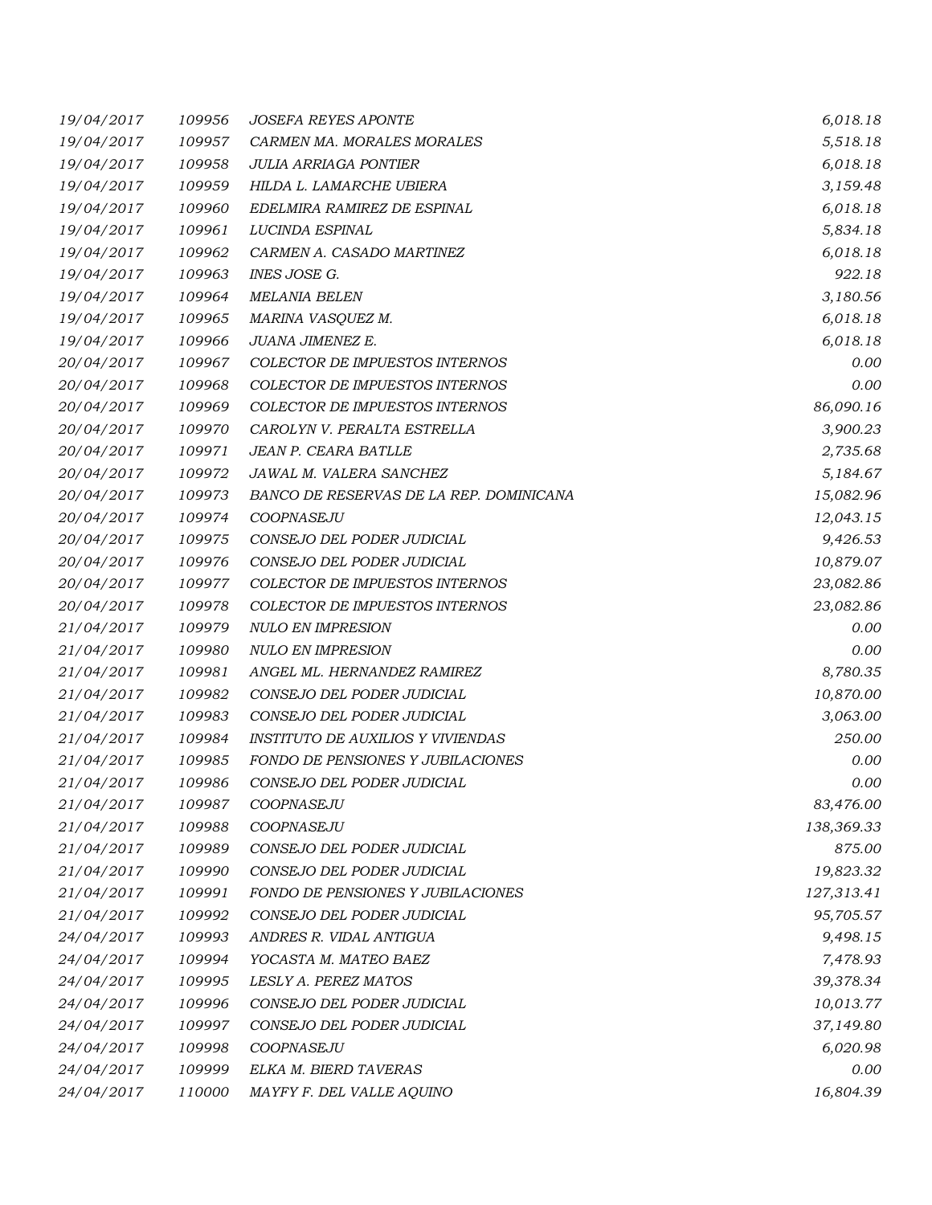| | | | |
|---|---|---|---|
| 19/04/2017 | 109956 | JOSEFA REYES APONTE | 6,018.18 |
| 19/04/2017 | 109957 | CARMEN MA. MORALES MORALES | 5,518.18 |
| 19/04/2017 | 109958 | JULIA ARRIAGA PONTIER | 6,018.18 |
| 19/04/2017 | 109959 | HILDA L. LAMARCHE UBIERA | 3,159.48 |
| 19/04/2017 | 109960 | EDELMIRA RAMIREZ DE ESPINAL | 6,018.18 |
| 19/04/2017 | 109961 | LUCINDA ESPINAL | 5,834.18 |
| 19/04/2017 | 109962 | CARMEN A. CASADO MARTINEZ | 6,018.18 |
| 19/04/2017 | 109963 | INES JOSE G. | 922.18 |
| 19/04/2017 | 109964 | MELANIA BELEN | 3,180.56 |
| 19/04/2017 | 109965 | MARINA VASQUEZ M. | 6,018.18 |
| 19/04/2017 | 109966 | JUANA JIMENEZ E. | 6,018.18 |
| 20/04/2017 | 109967 | COLECTOR DE IMPUESTOS INTERNOS | 0.00 |
| 20/04/2017 | 109968 | COLECTOR DE IMPUESTOS INTERNOS | 0.00 |
| 20/04/2017 | 109969 | COLECTOR DE IMPUESTOS INTERNOS | 86,090.16 |
| 20/04/2017 | 109970 | CAROLYN V. PERALTA ESTRELLA | 3,900.23 |
| 20/04/2017 | 109971 | JEAN P. CEARA BATLLE | 2,735.68 |
| 20/04/2017 | 109972 | JAWAL M. VALERA SANCHEZ | 5,184.67 |
| 20/04/2017 | 109973 | BANCO DE RESERVAS DE LA REP. DOMINICANA | 15,082.96 |
| 20/04/2017 | 109974 | COOPNASEJU | 12,043.15 |
| 20/04/2017 | 109975 | CONSEJO DEL PODER JUDICIAL | 9,426.53 |
| 20/04/2017 | 109976 | CONSEJO DEL PODER JUDICIAL | 10,879.07 |
| 20/04/2017 | 109977 | COLECTOR DE IMPUESTOS INTERNOS | 23,082.86 |
| 20/04/2017 | 109978 | COLECTOR DE IMPUESTOS INTERNOS | 23,082.86 |
| 21/04/2017 | 109979 | NULO EN IMPRESION | 0.00 |
| 21/04/2017 | 109980 | NULO EN IMPRESION | 0.00 |
| 21/04/2017 | 109981 | ANGEL ML. HERNANDEZ RAMIREZ | 8,780.35 |
| 21/04/2017 | 109982 | CONSEJO DEL PODER JUDICIAL | 10,870.00 |
| 21/04/2017 | 109983 | CONSEJO DEL PODER JUDICIAL | 3,063.00 |
| 21/04/2017 | 109984 | INSTITUTO DE AUXILIOS Y VIVIENDAS | 250.00 |
| 21/04/2017 | 109985 | FONDO DE PENSIONES Y JUBILACIONES | 0.00 |
| 21/04/2017 | 109986 | CONSEJO DEL PODER JUDICIAL | 0.00 |
| 21/04/2017 | 109987 | COOPNASEJU | 83,476.00 |
| 21/04/2017 | 109988 | COOPNASEJU | 138,369.33 |
| 21/04/2017 | 109989 | CONSEJO DEL PODER JUDICIAL | 875.00 |
| 21/04/2017 | 109990 | CONSEJO DEL PODER JUDICIAL | 19,823.32 |
| 21/04/2017 | 109991 | FONDO DE PENSIONES Y JUBILACIONES | 127,313.41 |
| 21/04/2017 | 109992 | CONSEJO DEL PODER JUDICIAL | 95,705.57 |
| 24/04/2017 | 109993 | ANDRES R. VIDAL ANTIGUA | 9,498.15 |
| 24/04/2017 | 109994 | YOCASTA M. MATEO BAEZ | 7,478.93 |
| 24/04/2017 | 109995 | LESLY A. PEREZ MATOS | 39,378.34 |
| 24/04/2017 | 109996 | CONSEJO DEL PODER JUDICIAL | 10,013.77 |
| 24/04/2017 | 109997 | CONSEJO DEL PODER JUDICIAL | 37,149.80 |
| 24/04/2017 | 109998 | COOPNASEJU | 6,020.98 |
| 24/04/2017 | 109999 | ELKA M. BIERD TAVERAS | 0.00 |
| 24/04/2017 | 110000 | MAYFY F. DEL VALLE AQUINO | 16,804.39 |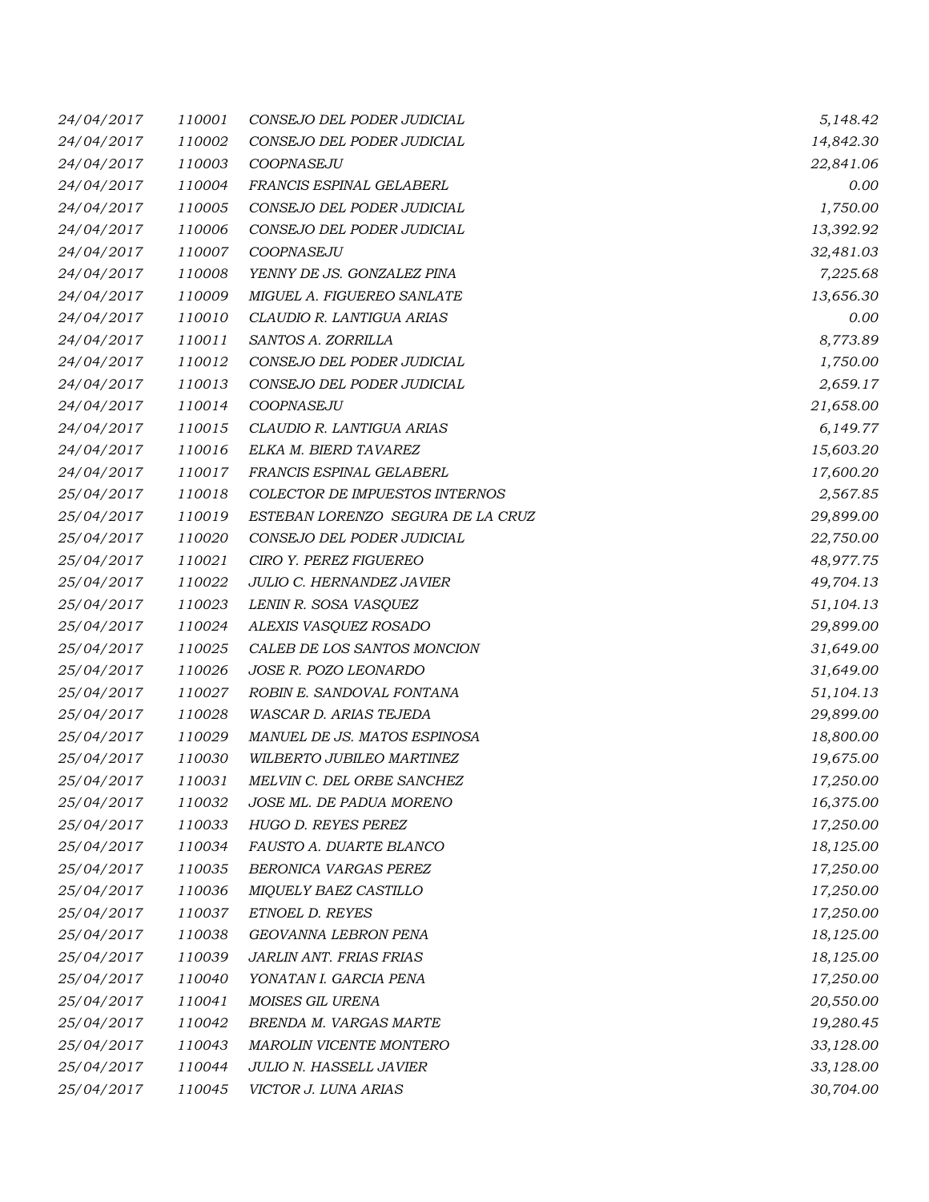| | | | |
|---|---|---|---|
| 24/04/2017 | 110001 | CONSEJO DEL PODER JUDICIAL | 5,148.42 |
| 24/04/2017 | 110002 | CONSEJO DEL PODER JUDICIAL | 14,842.30 |
| 24/04/2017 | 110003 | COOPNASEJU | 22,841.06 |
| 24/04/2017 | 110004 | FRANCIS ESPINAL GELABERL | 0.00 |
| 24/04/2017 | 110005 | CONSEJO DEL PODER JUDICIAL | 1,750.00 |
| 24/04/2017 | 110006 | CONSEJO DEL PODER JUDICIAL | 13,392.92 |
| 24/04/2017 | 110007 | COOPNASEJU | 32,481.03 |
| 24/04/2017 | 110008 | YENNY DE JS. GONZALEZ PINA | 7,225.68 |
| 24/04/2017 | 110009 | MIGUEL A. FIGUEREO SANLATE | 13,656.30 |
| 24/04/2017 | 110010 | CLAUDIO R. LANTIGUA ARIAS | 0.00 |
| 24/04/2017 | 110011 | SANTOS A. ZORRILLA | 8,773.89 |
| 24/04/2017 | 110012 | CONSEJO DEL PODER JUDICIAL | 1,750.00 |
| 24/04/2017 | 110013 | CONSEJO DEL PODER JUDICIAL | 2,659.17 |
| 24/04/2017 | 110014 | COOPNASEJU | 21,658.00 |
| 24/04/2017 | 110015 | CLAUDIO R. LANTIGUA ARIAS | 6,149.77 |
| 24/04/2017 | 110016 | ELKA M. BIERD TAVAREZ | 15,603.20 |
| 24/04/2017 | 110017 | FRANCIS ESPINAL GELABERL | 17,600.20 |
| 25/04/2017 | 110018 | COLECTOR DE IMPUESTOS INTERNOS | 2,567.85 |
| 25/04/2017 | 110019 | ESTEBAN LORENZO SEGURA DE LA CRUZ | 29,899.00 |
| 25/04/2017 | 110020 | CONSEJO DEL PODER JUDICIAL | 22,750.00 |
| 25/04/2017 | 110021 | CIRO Y. PEREZ FIGUEREO | 48,977.75 |
| 25/04/2017 | 110022 | JULIO C. HERNANDEZ JAVIER | 49,704.13 |
| 25/04/2017 | 110023 | LENIN R. SOSA VASQUEZ | 51,104.13 |
| 25/04/2017 | 110024 | ALEXIS VASQUEZ ROSADO | 29,899.00 |
| 25/04/2017 | 110025 | CALEB DE LOS SANTOS MONCION | 31,649.00 |
| 25/04/2017 | 110026 | JOSE R. POZO LEONARDO | 31,649.00 |
| 25/04/2017 | 110027 | ROBIN E. SANDOVAL FONTANA | 51,104.13 |
| 25/04/2017 | 110028 | WASCAR D. ARIAS TEJEDA | 29,899.00 |
| 25/04/2017 | 110029 | MANUEL DE JS. MATOS ESPINOSA | 18,800.00 |
| 25/04/2017 | 110030 | WILBERTO JUBILEO MARTINEZ | 19,675.00 |
| 25/04/2017 | 110031 | MELVIN C. DEL ORBE SANCHEZ | 17,250.00 |
| 25/04/2017 | 110032 | JOSE ML. DE PADUA MORENO | 16,375.00 |
| 25/04/2017 | 110033 | HUGO D. REYES PEREZ | 17,250.00 |
| 25/04/2017 | 110034 | FAUSTO A. DUARTE BLANCO | 18,125.00 |
| 25/04/2017 | 110035 | BERONICA VARGAS PEREZ | 17,250.00 |
| 25/04/2017 | 110036 | MIQUELY BAEZ CASTILLO | 17,250.00 |
| 25/04/2017 | 110037 | ETNOEL D. REYES | 17,250.00 |
| 25/04/2017 | 110038 | GEOVANNA LEBRON PENA | 18,125.00 |
| 25/04/2017 | 110039 | JARLIN ANT. FRIAS FRIAS | 18,125.00 |
| 25/04/2017 | 110040 | YONATAN I. GARCIA PENA | 17,250.00 |
| 25/04/2017 | 110041 | MOISES GIL URENA | 20,550.00 |
| 25/04/2017 | 110042 | BRENDA M. VARGAS MARTE | 19,280.45 |
| 25/04/2017 | 110043 | MAROLIN VICENTE MONTERO | 33,128.00 |
| 25/04/2017 | 110044 | JULIO N. HASSELL JAVIER | 33,128.00 |
| 25/04/2017 | 110045 | VICTOR J. LUNA ARIAS | 30,704.00 |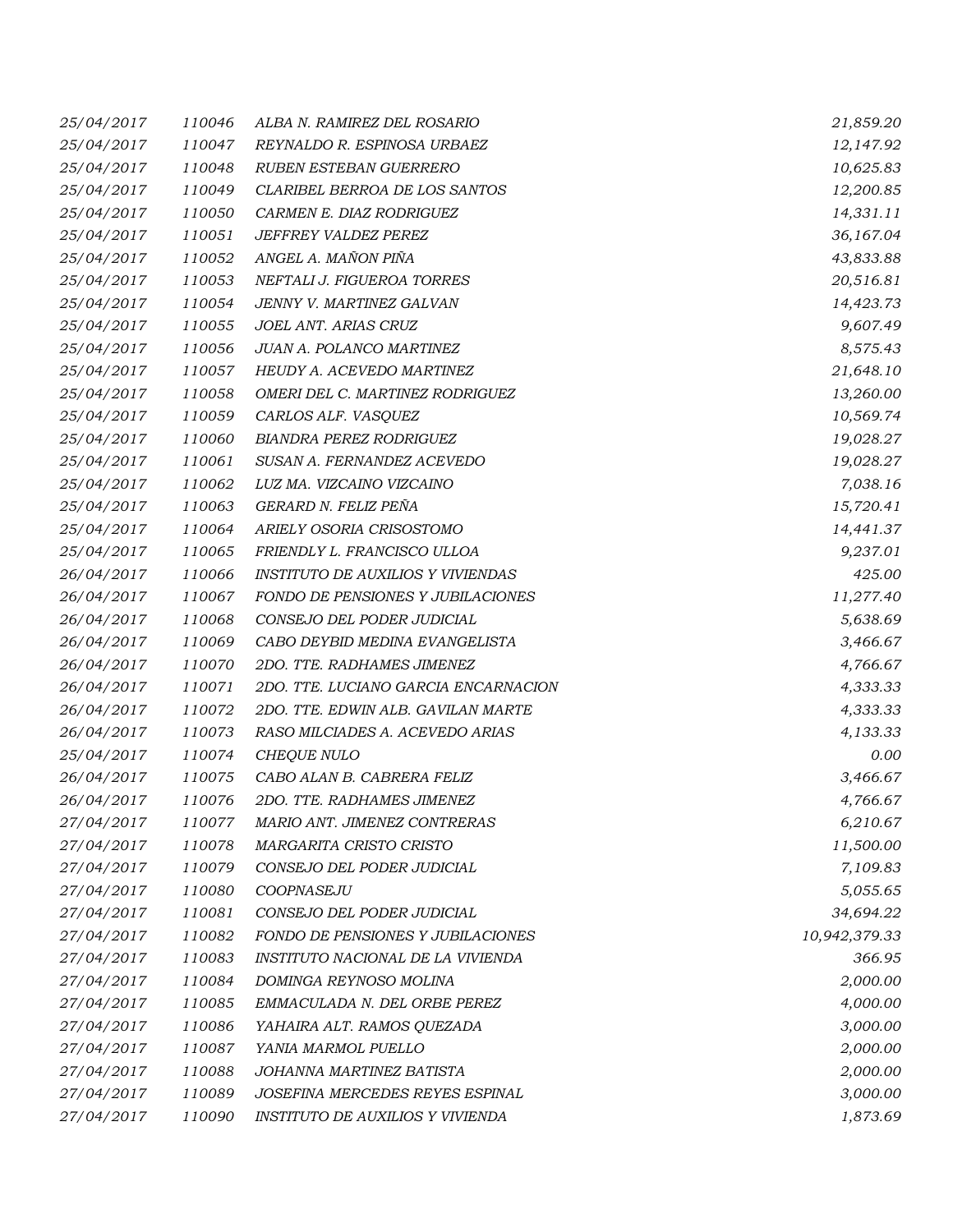| | | | |
|---|---|---|---|
| 25/04/2017 | 110046 | ALBA N. RAMIREZ DEL ROSARIO | 21,859.20 |
| 25/04/2017 | 110047 | REYNALDO R. ESPINOSA URBAEZ | 12,147.92 |
| 25/04/2017 | 110048 | RUBEN ESTEBAN GUERRERO | 10,625.83 |
| 25/04/2017 | 110049 | CLARIBEL BERROA DE LOS SANTOS | 12,200.85 |
| 25/04/2017 | 110050 | CARMEN E. DIAZ RODRIGUEZ | 14,331.11 |
| 25/04/2017 | 110051 | JEFFREY VALDEZ PEREZ | 36,167.04 |
| 25/04/2017 | 110052 | ANGEL A. MAÑON PIÑA | 43,833.88 |
| 25/04/2017 | 110053 | NEFTALI J. FIGUEROA TORRES | 20,516.81 |
| 25/04/2017 | 110054 | JENNY V. MARTINEZ GALVAN | 14,423.73 |
| 25/04/2017 | 110055 | JOEL ANT. ARIAS CRUZ | 9,607.49 |
| 25/04/2017 | 110056 | JUAN A. POLANCO MARTINEZ | 8,575.43 |
| 25/04/2017 | 110057 | HEUDY A. ACEVEDO MARTINEZ | 21,648.10 |
| 25/04/2017 | 110058 | OMERI DEL C. MARTINEZ RODRIGUEZ | 13,260.00 |
| 25/04/2017 | 110059 | CARLOS ALF. VASQUEZ | 10,569.74 |
| 25/04/2017 | 110060 | BIANDRA PEREZ RODRIGUEZ | 19,028.27 |
| 25/04/2017 | 110061 | SUSAN A. FERNANDEZ ACEVEDO | 19,028.27 |
| 25/04/2017 | 110062 | LUZ MA. VIZCAINO VIZCAINO | 7,038.16 |
| 25/04/2017 | 110063 | GERARD N. FELIZ PEÑA | 15,720.41 |
| 25/04/2017 | 110064 | ARIELY OSORIA CRISOSTOMO | 14,441.37 |
| 25/04/2017 | 110065 | FRIENDLY L. FRANCISCO ULLOA | 9,237.01 |
| 26/04/2017 | 110066 | INSTITUTO DE AUXILIOS Y VIVIENDAS | 425.00 |
| 26/04/2017 | 110067 | FONDO DE PENSIONES Y JUBILACIONES | 11,277.40 |
| 26/04/2017 | 110068 | CONSEJO DEL PODER JUDICIAL | 5,638.69 |
| 26/04/2017 | 110069 | CABO DEYBID MEDINA EVANGELISTA | 3,466.67 |
| 26/04/2017 | 110070 | 2DO. TTE. RADHAMES JIMENEZ | 4,766.67 |
| 26/04/2017 | 110071 | 2DO. TTE. LUCIANO GARCIA ENCARNACION | 4,333.33 |
| 26/04/2017 | 110072 | 2DO. TTE. EDWIN ALB. GAVILAN MARTE | 4,333.33 |
| 26/04/2017 | 110073 | RASO MILCIADES A. ACEVEDO ARIAS | 4,133.33 |
| 25/04/2017 | 110074 | CHEQUE NULO | 0.00 |
| 26/04/2017 | 110075 | CABO ALAN B. CABRERA FELIZ | 3,466.67 |
| 26/04/2017 | 110076 | 2DO. TTE. RADHAMES JIMENEZ | 4,766.67 |
| 27/04/2017 | 110077 | MARIO ANT. JIMENEZ CONTRERAS | 6,210.67 |
| 27/04/2017 | 110078 | MARGARITA CRISTO CRISTO | 11,500.00 |
| 27/04/2017 | 110079 | CONSEJO DEL PODER JUDICIAL | 7,109.83 |
| 27/04/2017 | 110080 | COOPNASEJU | 5,055.65 |
| 27/04/2017 | 110081 | CONSEJO DEL PODER JUDICIAL | 34,694.22 |
| 27/04/2017 | 110082 | FONDO DE PENSIONES Y JUBILACIONES | 10,942,379.33 |
| 27/04/2017 | 110083 | INSTITUTO NACIONAL DE LA VIVIENDA | 366.95 |
| 27/04/2017 | 110084 | DOMINGA REYNOSO MOLINA | 2,000.00 |
| 27/04/2017 | 110085 | EMMACULADA N. DEL ORBE PEREZ | 4,000.00 |
| 27/04/2017 | 110086 | YAHAIRA ALT. RAMOS QUEZADA | 3,000.00 |
| 27/04/2017 | 110087 | YANIA MARMOL PUELLO | 2,000.00 |
| 27/04/2017 | 110088 | JOHANNA MARTINEZ BATISTA | 2,000.00 |
| 27/04/2017 | 110089 | JOSEFINA MERCEDES REYES ESPINAL | 3,000.00 |
| 27/04/2017 | 110090 | INSTITUTO DE AUXILIOS Y VIVIENDA | 1,873.69 |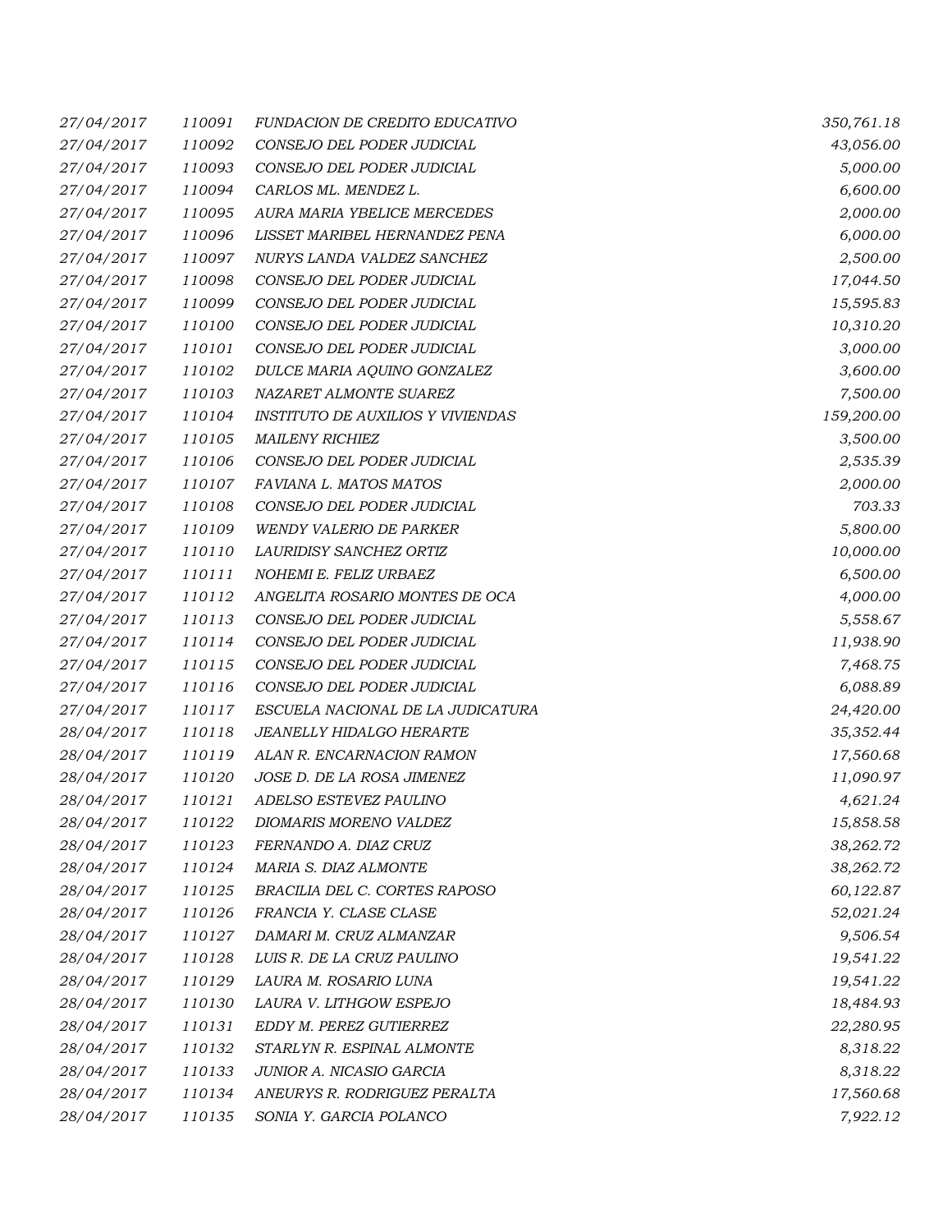| | | | |
|---|---|---|---|
| 27/04/2017 | 110091 | FUNDACION DE CREDITO EDUCATIVO | 350,761.18 |
| 27/04/2017 | 110092 | CONSEJO DEL PODER JUDICIAL | 43,056.00 |
| 27/04/2017 | 110093 | CONSEJO DEL PODER JUDICIAL | 5,000.00 |
| 27/04/2017 | 110094 | CARLOS ML. MENDEZ L. | 6,600.00 |
| 27/04/2017 | 110095 | AURA MARIA YBELICE MERCEDES | 2,000.00 |
| 27/04/2017 | 110096 | LISSET MARIBEL HERNANDEZ PENA | 6,000.00 |
| 27/04/2017 | 110097 | NURYS LANDA VALDEZ SANCHEZ | 2,500.00 |
| 27/04/2017 | 110098 | CONSEJO DEL PODER JUDICIAL | 17,044.50 |
| 27/04/2017 | 110099 | CONSEJO DEL PODER JUDICIAL | 15,595.83 |
| 27/04/2017 | 110100 | CONSEJO DEL PODER JUDICIAL | 10,310.20 |
| 27/04/2017 | 110101 | CONSEJO DEL PODER JUDICIAL | 3,000.00 |
| 27/04/2017 | 110102 | DULCE MARIA AQUINO GONZALEZ | 3,600.00 |
| 27/04/2017 | 110103 | NAZARET ALMONTE SUAREZ | 7,500.00 |
| 27/04/2017 | 110104 | INSTITUTO DE AUXILIOS Y VIVIENDAS | 159,200.00 |
| 27/04/2017 | 110105 | MAILENY RICHIEZ | 3,500.00 |
| 27/04/2017 | 110106 | CONSEJO DEL PODER JUDICIAL | 2,535.39 |
| 27/04/2017 | 110107 | FAVIANA L. MATOS MATOS | 2,000.00 |
| 27/04/2017 | 110108 | CONSEJO DEL PODER JUDICIAL | 703.33 |
| 27/04/2017 | 110109 | WENDY VALERIO DE PARKER | 5,800.00 |
| 27/04/2017 | 110110 | LAURIDISY SANCHEZ ORTIZ | 10,000.00 |
| 27/04/2017 | 110111 | NOHEMI E. FELIZ URBAEZ | 6,500.00 |
| 27/04/2017 | 110112 | ANGELITA ROSARIO MONTES DE OCA | 4,000.00 |
| 27/04/2017 | 110113 | CONSEJO DEL PODER JUDICIAL | 5,558.67 |
| 27/04/2017 | 110114 | CONSEJO DEL PODER JUDICIAL | 11,938.90 |
| 27/04/2017 | 110115 | CONSEJO DEL PODER JUDICIAL | 7,468.75 |
| 27/04/2017 | 110116 | CONSEJO DEL PODER JUDICIAL | 6,088.89 |
| 27/04/2017 | 110117 | ESCUELA NACIONAL DE LA JUDICATURA | 24,420.00 |
| 28/04/2017 | 110118 | JEANELLY HIDALGO HERARTE | 35,352.44 |
| 28/04/2017 | 110119 | ALAN R. ENCARNACION RAMON | 17,560.68 |
| 28/04/2017 | 110120 | JOSE D. DE LA ROSA JIMENEZ | 11,090.97 |
| 28/04/2017 | 110121 | ADELSO ESTEVEZ PAULINO | 4,621.24 |
| 28/04/2017 | 110122 | DIOMARIS MORENO VALDEZ | 15,858.58 |
| 28/04/2017 | 110123 | FERNANDO A. DIAZ CRUZ | 38,262.72 |
| 28/04/2017 | 110124 | MARIA S. DIAZ ALMONTE | 38,262.72 |
| 28/04/2017 | 110125 | BRACILIA DEL C. CORTES RAPOSO | 60,122.87 |
| 28/04/2017 | 110126 | FRANCIA Y. CLASE CLASE | 52,021.24 |
| 28/04/2017 | 110127 | DAMARI M. CRUZ ALMANZAR | 9,506.54 |
| 28/04/2017 | 110128 | LUIS R. DE LA CRUZ PAULINO | 19,541.22 |
| 28/04/2017 | 110129 | LAURA M. ROSARIO LUNA | 19,541.22 |
| 28/04/2017 | 110130 | LAURA V. LITHGOW ESPEJO | 18,484.93 |
| 28/04/2017 | 110131 | EDDY M. PEREZ GUTIERREZ | 22,280.95 |
| 28/04/2017 | 110132 | STARLYN R. ESPINAL ALMONTE | 8,318.22 |
| 28/04/2017 | 110133 | JUNIOR A. NICASIO GARCIA | 8,318.22 |
| 28/04/2017 | 110134 | ANEURYS R. RODRIGUEZ PERALTA | 17,560.68 |
| 28/04/2017 | 110135 | SONIA Y. GARCIA POLANCO | 7,922.12 |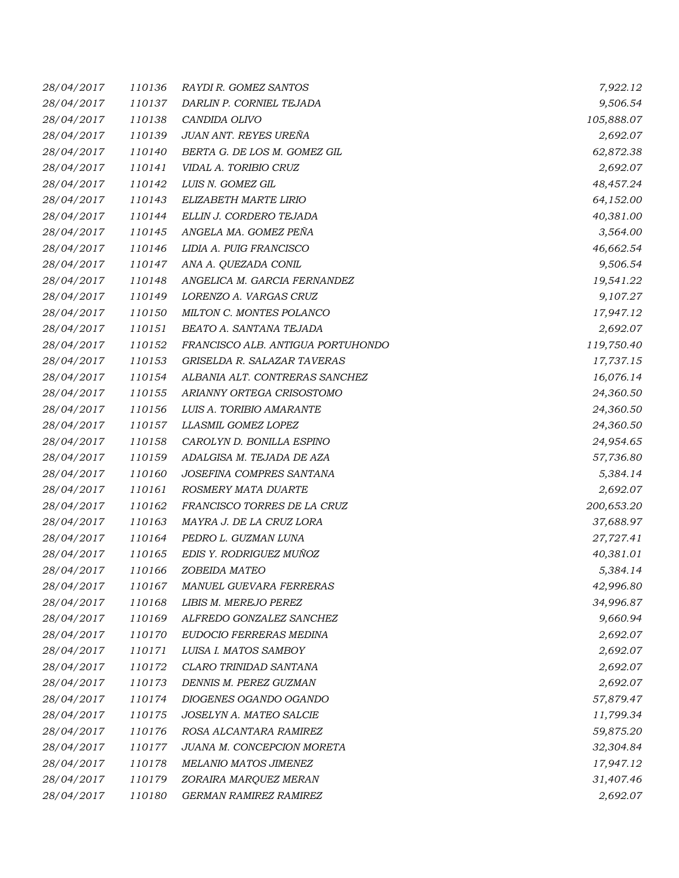| | | | |
|---|---|---|---|
| 28/04/2017 | 110136 | RAYDI R. GOMEZ SANTOS | 7,922.12 |
| 28/04/2017 | 110137 | DARLIN P. CORNIEL TEJADA | 9,506.54 |
| 28/04/2017 | 110138 | CANDIDA OLIVO | 105,888.07 |
| 28/04/2017 | 110139 | JUAN ANT. REYES UREÑA | 2,692.07 |
| 28/04/2017 | 110140 | BERTA G. DE LOS M. GOMEZ GIL | 62,872.38 |
| 28/04/2017 | 110141 | VIDAL A. TORIBIO CRUZ | 2,692.07 |
| 28/04/2017 | 110142 | LUIS N. GOMEZ GIL | 48,457.24 |
| 28/04/2017 | 110143 | ELIZABETH MARTE LIRIO | 64,152.00 |
| 28/04/2017 | 110144 | ELLIN J. CORDERO TEJADA | 40,381.00 |
| 28/04/2017 | 110145 | ANGELA MA. GOMEZ PEÑA | 3,564.00 |
| 28/04/2017 | 110146 | LIDIA A. PUIG FRANCISCO | 46,662.54 |
| 28/04/2017 | 110147 | ANA A. QUEZADA CONIL | 9,506.54 |
| 28/04/2017 | 110148 | ANGELICA M. GARCIA FERNANDEZ | 19,541.22 |
| 28/04/2017 | 110149 | LORENZO A. VARGAS CRUZ | 9,107.27 |
| 28/04/2017 | 110150 | MILTON C. MONTES POLANCO | 17,947.12 |
| 28/04/2017 | 110151 | BEATO A. SANTANA TEJADA | 2,692.07 |
| 28/04/2017 | 110152 | FRANCISCO ALB. ANTIGUA PORTUHONDO | 119,750.40 |
| 28/04/2017 | 110153 | GRISELDA R. SALAZAR TAVERAS | 17,737.15 |
| 28/04/2017 | 110154 | ALBANIA ALT. CONTRERAS SANCHEZ | 16,076.14 |
| 28/04/2017 | 110155 | ARIANNY ORTEGA CRISOSTOMO | 24,360.50 |
| 28/04/2017 | 110156 | LUIS A. TORIBIO AMARANTE | 24,360.50 |
| 28/04/2017 | 110157 | LLASMIL GOMEZ LOPEZ | 24,360.50 |
| 28/04/2017 | 110158 | CAROLYN D. BONILLA ESPINO | 24,954.65 |
| 28/04/2017 | 110159 | ADALGISA M. TEJADA DE AZA | 57,736.80 |
| 28/04/2017 | 110160 | JOSEFINA COMPRES SANTANA | 5,384.14 |
| 28/04/2017 | 110161 | ROSMERY MATA DUARTE | 2,692.07 |
| 28/04/2017 | 110162 | FRANCISCO TORRES DE LA CRUZ | 200,653.20 |
| 28/04/2017 | 110163 | MAYRA J. DE LA CRUZ LORA | 37,688.97 |
| 28/04/2017 | 110164 | PEDRO L. GUZMAN LUNA | 27,727.41 |
| 28/04/2017 | 110165 | EDIS Y. RODRIGUEZ MUÑOZ | 40,381.01 |
| 28/04/2017 | 110166 | ZOBEIDA MATEO | 5,384.14 |
| 28/04/2017 | 110167 | MANUEL GUEVARA FERRERAS | 42,996.80 |
| 28/04/2017 | 110168 | LIBIS M. MEREJO PEREZ | 34,996.87 |
| 28/04/2017 | 110169 | ALFREDO GONZALEZ SANCHEZ | 9,660.94 |
| 28/04/2017 | 110170 | EUDOCIO FERRERAS MEDINA | 2,692.07 |
| 28/04/2017 | 110171 | LUISA I. MATOS SAMBOY | 2,692.07 |
| 28/04/2017 | 110172 | CLARO TRINIDAD SANTANA | 2,692.07 |
| 28/04/2017 | 110173 | DENNIS M. PEREZ GUZMAN | 2,692.07 |
| 28/04/2017 | 110174 | DIOGENES OGANDO OGANDO | 57,879.47 |
| 28/04/2017 | 110175 | JOSELYN A. MATEO SALCIE | 11,799.34 |
| 28/04/2017 | 110176 | ROSA ALCANTARA RAMIREZ | 59,875.20 |
| 28/04/2017 | 110177 | JUANA M. CONCEPCION MORETA | 32,304.84 |
| 28/04/2017 | 110178 | MELANIO MATOS JIMENEZ | 17,947.12 |
| 28/04/2017 | 110179 | ZORAIRA MARQUEZ MERAN | 31,407.46 |
| 28/04/2017 | 110180 | GERMAN RAMIREZ RAMIREZ | 2,692.07 |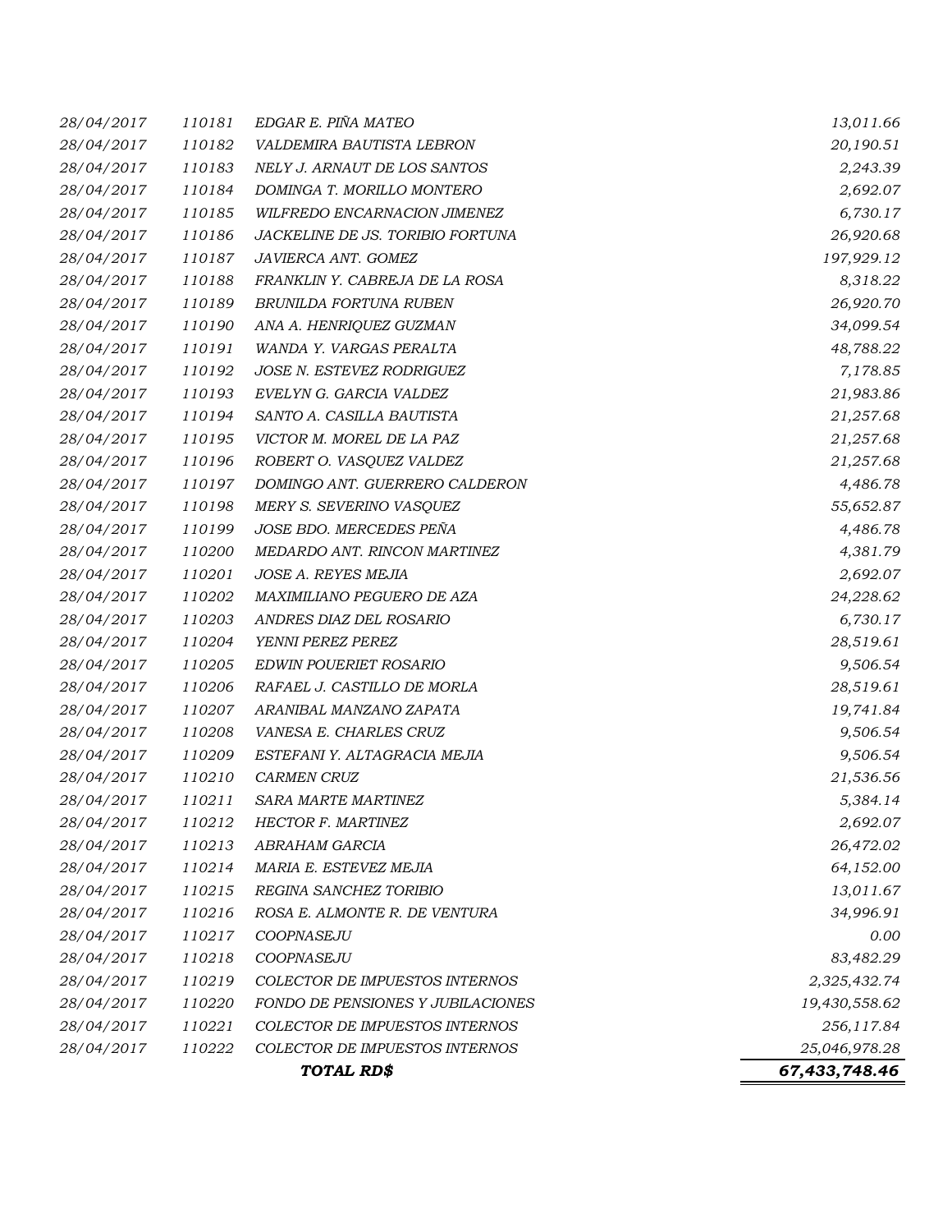| | | | |
|---|---|---|---|
| *28/04/2017* | *110181* | *EDGAR E. PIÑA MATEO* | *13,011.66* |
| *28/04/2017* | *110182* | *VALDEMIRA BAUTISTA LEBRON* | *20,190.51* |
| *28/04/2017* | *110183* | *NELY J. ARNAUT DE LOS SANTOS* | *2,243.39* |
| *28/04/2017* | *110184* | *DOMINGA T. MORILLO MONTERO* | *2,692.07* |
| *28/04/2017* | *110185* | *WILFREDO ENCARNACION JIMENEZ* | *6,730.17* |
| *28/04/2017* | *110186* | *JACKELINE DE JS. TORIBIO FORTUNA* | *26,920.68* |
| *28/04/2017* | *110187* | *JAVIERCA ANT. GOMEZ* | *197,929.12* |
| *28/04/2017* | *110188* | *FRANKLIN Y. CABREJA DE LA ROSA* | *8,318.22* |
| *28/04/2017* | *110189* | *BRUNILDA FORTUNA RUBEN* | *26,920.70* |
| *28/04/2017* | *110190* | *ANA A. HENRIQUEZ GUZMAN* | *34,099.54* |
| *28/04/2017* | *110191* | *WANDA Y. VARGAS PERALTA* | *48,788.22* |
| *28/04/2017* | *110192* | *JOSE N. ESTEVEZ RODRIGUEZ* | *7,178.85* |
| *28/04/2017* | *110193* | *EVELYN G. GARCIA VALDEZ* | *21,983.86* |
| *28/04/2017* | *110194* | *SANTO A. CASILLA BAUTISTA* | *21,257.68* |
| *28/04/2017* | *110195* | *VICTOR M. MOREL DE LA PAZ* | *21,257.68* |
| *28/04/2017* | *110196* | *ROBERT O. VASQUEZ VALDEZ* | *21,257.68* |
| *28/04/2017* | *110197* | *DOMINGO ANT. GUERRERO CALDERON* | *4,486.78* |
| *28/04/2017* | *110198* | *MERY S. SEVERINO VASQUEZ* | *55,652.87* |
| *28/04/2017* | *110199* | *JOSE BDO. MERCEDES PEÑA* | *4,486.78* |
| *28/04/2017* | *110200* | *MEDARDO ANT. RINCON MARTINEZ* | *4,381.79* |
| *28/04/2017* | *110201* | *JOSE A. REYES MEJIA* | *2,692.07* |
| *28/04/2017* | *110202* | *MAXIMILIANO PEGUERO DE AZA* | *24,228.62* |
| *28/04/2017* | *110203* | *ANDRES DIAZ DEL ROSARIO* | *6,730.17* |
| *28/04/2017* | *110204* | *YENNI PEREZ PEREZ* | *28,519.61* |
| *28/04/2017* | *110205* | *EDWIN POUERIET ROSARIO* | *9,506.54* |
| *28/04/2017* | *110206* | *RAFAEL J. CASTILLO DE MORLA* | *28,519.61* |
| *28/04/2017* | *110207* | *ARANIBAL MANZANO ZAPATA* | *19,741.84* |
| *28/04/2017* | *110208* | *VANESA E. CHARLES CRUZ* | *9,506.54* |
| *28/04/2017* | *110209* | *ESTEFANI Y. ALTAGRACIA MEJIA* | *9,506.54* |
| *28/04/2017* | *110210* | *CARMEN CRUZ* | *21,536.56* |
| *28/04/2017* | *110211* | *SARA MARTE MARTINEZ* | *5,384.14* |
| *28/04/2017* | *110212* | *HECTOR F. MARTINEZ* | *2,692.07* |
| *28/04/2017* | *110213* | *ABRAHAM GARCIA* | *26,472.02* |
| *28/04/2017* | *110214* | *MARIA E. ESTEVEZ MEJIA* | *64,152.00* |
| *28/04/2017* | *110215* | *REGINA SANCHEZ TORIBIO* | *13,011.67* |
| *28/04/2017* | *110216* | *ROSA E. ALMONTE R. DE VENTURA* | *34,996.91* |
| *28/04/2017* | *110217* | *COOPNASEJU* | *0.00* |
| *28/04/2017* | *110218* | *COOPNASEJU* | *83,482.29* |
| *28/04/2017* | *110219* | *COLECTOR DE IMPUESTOS INTERNOS* | *2,325,432.74* |
| *28/04/2017* | *110220* | *FONDO DE PENSIONES Y JUBILACIONES* | *19,430,558.62* |
| *28/04/2017* | *110221* | *COLECTOR DE IMPUESTOS INTERNOS* | *256,117.84* |
| *28/04/2017* | *110222* | *COLECTOR DE IMPUESTOS INTERNOS* | *25,046,978.28* |
| | | ***TOTAL RD$*** | ***67,433,748.46*** |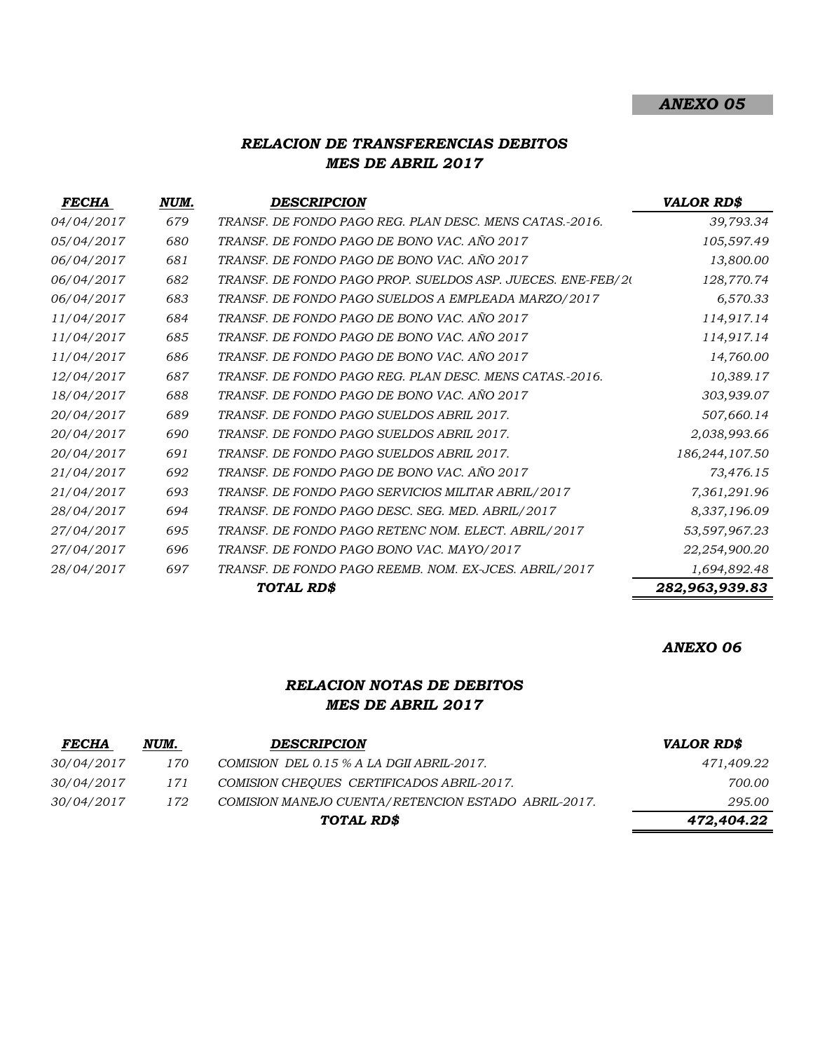***ANEXO 05***

## *RELACION DE TRANSFERENCIAS DEBITOS*
## *MES DE ABRIL 2017*

| *FECHA* | *NUM.* | *DESCRIPCION* | *VALOR RD$* |
|---|---|---|---|
| *04/04/2017* | *679* | *TRANSF. DE FONDO PAGO REG. PLAN DESC. MENS CATAS.-2016.* | *39,793.34* |
| *05/04/2017* | *680* | *TRANSF. DE FONDO PAGO DE BONO VAC. AÑO 2017* | *105,597.49* |
| *06/04/2017* | *681* | *TRANSF. DE FONDO PAGO DE BONO VAC. AÑO 2017* | *13,800.00* |
| *06/04/2017* | *682* | *TRANSF. DE FONDO PAGO PROP. SUELDOS ASP. JUECES. ENE-FEB/2(* | *128,770.74* |
| *06/04/2017* | *683* | *TRANSF. DE FONDO PAGO SUELDOS A EMPLEADA MARZO/2017* | *6,570.33* |
| *11/04/2017* | *684* | *TRANSF. DE FONDO PAGO DE BONO VAC. AÑO 2017* | *114,917.14* |
| *11/04/2017* | *685* | *TRANSF. DE FONDO PAGO DE BONO VAC. AÑO 2017* | *114,917.14* |
| *11/04/2017* | *686* | *TRANSF. DE FONDO PAGO DE BONO VAC. AÑO 2017* | *14,760.00* |
| *12/04/2017* | *687* | *TRANSF. DE FONDO PAGO REG. PLAN DESC. MENS CATAS.-2016.* | *10,389.17* |
| *18/04/2017* | *688* | *TRANSF. DE FONDO PAGO DE BONO VAC. AÑO 2017* | *303,939.07* |
| *20/04/2017* | *689* | *TRANSF. DE FONDO PAGO SUELDOS ABRIL 2017.* | *507,660.14* |
| *20/04/2017* | *690* | *TRANSF. DE FONDO PAGO SUELDOS ABRIL 2017.* | *2,038,993.66* |
| *20/04/2017* | *691* | *TRANSF. DE FONDO PAGO SUELDOS ABRIL 2017.* | *186,244,107.50* |
| *21/04/2017* | *692* | *TRANSF. DE FONDO PAGO DE BONO VAC. AÑO 2017* | *73,476.15* |
| *21/04/2017* | *693* | *TRANSF. DE FONDO PAGO SERVICIOS MILITAR ABRIL/2017* | *7,361,291.96* |
| *28/04/2017* | *694* | *TRANSF. DE FONDO PAGO DESC. SEG. MED. ABRIL/2017* | *8,337,196.09* |
| *27/04/2017* | *695* | *TRANSF. DE FONDO PAGO RETENC NOM. ELECT. ABRIL/2017* | *53,597,967.23* |
| *27/04/2017* | *696* | *TRANSF. DE FONDO PAGO BONO VAC. MAYO/2017* | *22,254,900.20* |
| *28/04/2017* | *697* | *TRANSF. DE FONDO PAGO REEMB. NOM. EX-JCES. ABRIL/2017* | *1,694,892.48* |
| | | ***TOTAL RD$*** | ***282,963,939.83*** |

***ANEXO 06***

## *RELACION NOTAS DE DEBITOS*
## *MES DE ABRIL 2017*

| *FECHA* | *NUM.* | *DESCRIPCION* | *VALOR RD$* |
|---|---|---|---|
| *30/04/2017* | *170* | *COMISION DEL 0.15 % A LA DGII ABRIL-2017.* | *471,409.22* |
| *30/04/2017* | *171* | *COMISION CHEQUES CERTIFICADOS ABRIL-2017.* | *700.00* |
| *30/04/2017* | *172* | *COMISION MANEJO CUENTA/RETENCION ESTADO ABRIL-2017.* | *295.00* |
| | | ***TOTAL RD$*** | ***472,404.22*** |